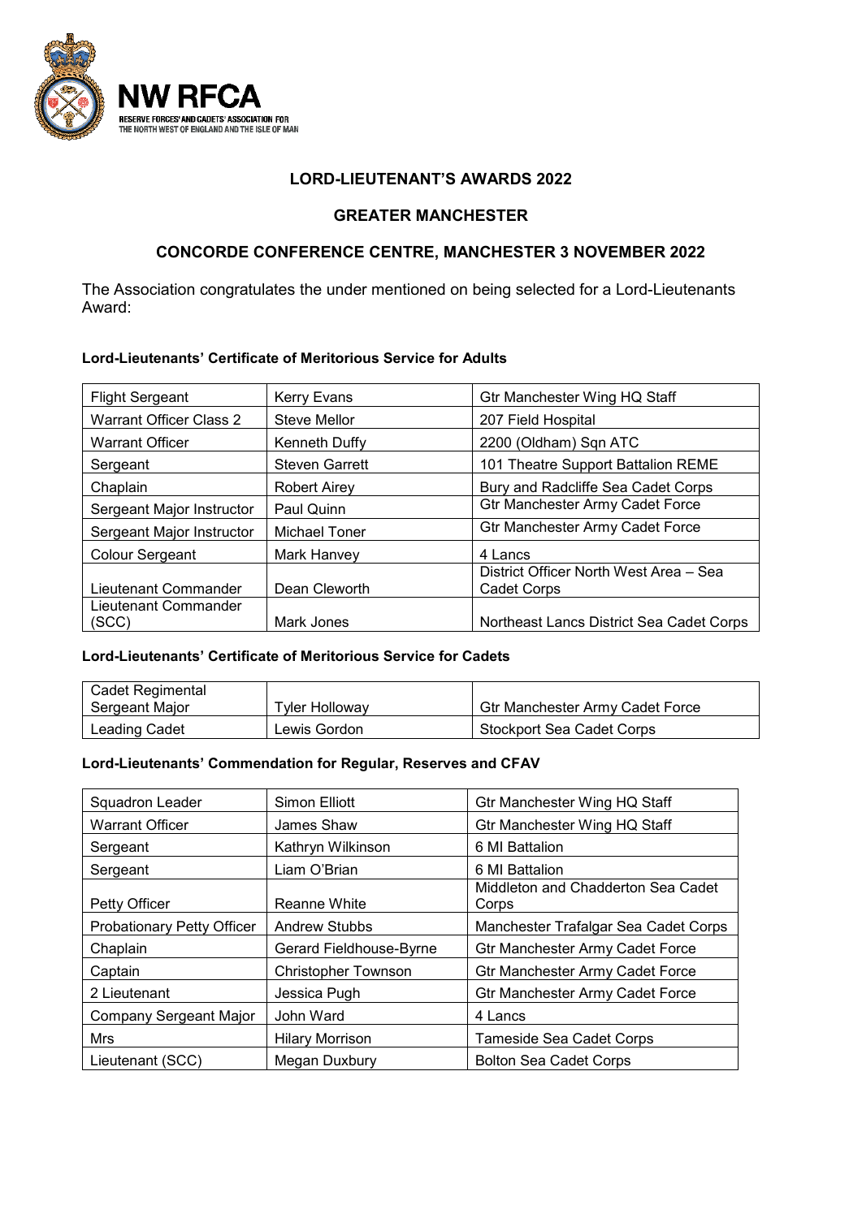NW RFCA

RESERVE FORCES' AND CADETS' ASSOCIATION FOR THE NORTH WEST OF ENGLAND AND THE ISLE OF MAN

# LORD-LIEUTENANT'S AWARDS 2022

## GREATER MANCHESTER

## CONCORDE CONFERENCE CENTRE, MANCHESTER 3 NOVEMBER 2022

The Association congratulates the under mentioned on being selected for a Lord-Lieutenants Award:

### Lord-Lieutenants' Certificate of Meritorious Service for Adults

| | | |
|---|---|---|
| Flight Sergeant | Kerry Evans | Gtr Manchester Wing HQ Staff |
| Warrant Officer Class 2 | Steve Mellor | 207 Field Hospital |
| Warrant Officer | Kenneth Duffy | 2200 (Oldham) Sqn ATC |
| Sergeant | Steven Garrett | 101 Theatre Support Battalion REME |
| Chaplain | Robert Airey | Bury and Radcliffe Sea Cadet Corps |
| Sergeant Major Instructor | Paul Quinn | Gtr Manchester Army Cadet Force |
| Sergeant Major Instructor | Michael Toner | Gtr Manchester Army Cadet Force |
| Colour Sergeant | Mark Hanvey | 4 Lancs |
| Lieutenant Commander | Dean Cleworth | District Officer North West Area – Sea Cadet Corps |
| Lieutenant Commander (SCC) | Mark Jones | Northeast Lancs District Sea Cadet Corps |

### Lord-Lieutenants' Certificate of Meritorious Service for Cadets

| | | |
|---|---|---|
| Cadet Regimental Sergeant Major | Tyler Holloway | Gtr Manchester Army Cadet Force |
| Leading Cadet | Lewis Gordon | Stockport Sea Cadet Corps |

### Lord-Lieutenants' Commendation for Regular, Reserves and CFAV

| | | |
|---|---|---|
| Squadron Leader | Simon Elliott | Gtr Manchester Wing HQ Staff |
| Warrant Officer | James Shaw | Gtr Manchester Wing HQ Staff |
| Sergeant | Kathryn Wilkinson | 6 MI Battalion |
| Sergeant | Liam O'Brian | 6 MI Battalion |
| Petty Officer | Reanne White | Middleton and Chadderton Sea Cadet Corps |
| Probationary Petty Officer | Andrew Stubbs | Manchester Trafalgar Sea Cadet Corps |
| Chaplain | Gerard Fieldhouse-Byrne | Gtr Manchester Army Cadet Force |
| Captain | Christopher Townson | Gtr Manchester Army Cadet Force |
| 2 Lieutenant | Jessica Pugh | Gtr Manchester Army Cadet Force |
| Company Sergeant Major | John Ward | 4 Lancs |
| Mrs | Hilary Morrison | Tameside Sea Cadet Corps |
| Lieutenant (SCC) | Megan Duxbury | Bolton Sea Cadet Corps |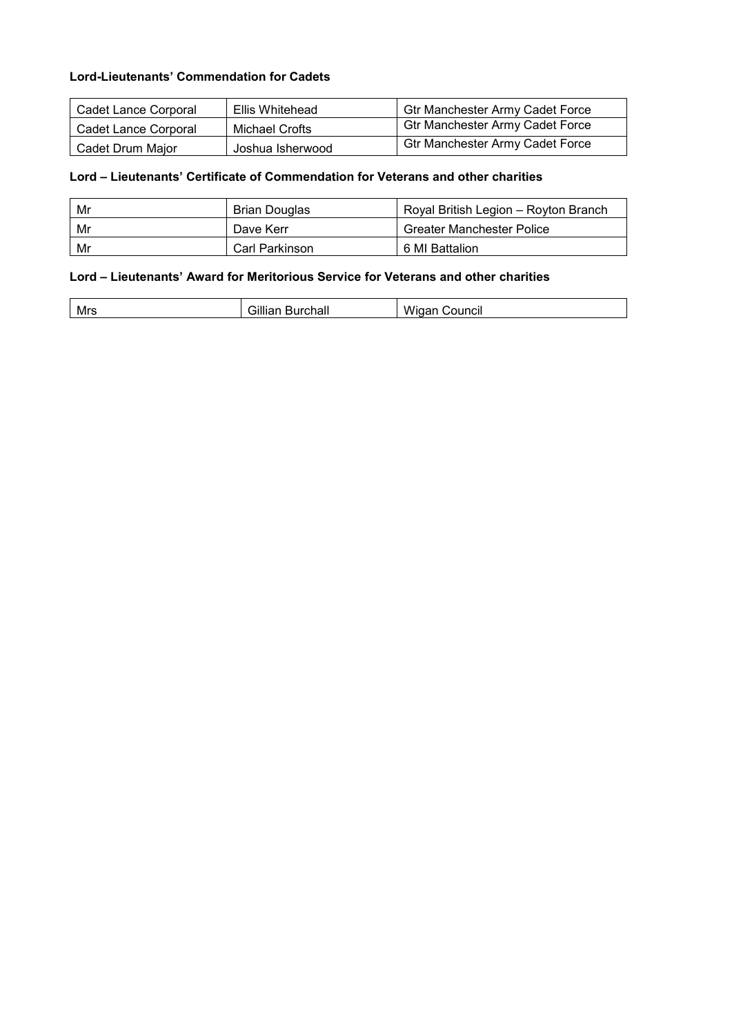**Lord-Lieutenants' Commendation for Cadets**

| | | |
|---|---|---|
| Cadet Lance Corporal | Ellis Whitehead | Gtr Manchester Army Cadet Force |
| Cadet Lance Corporal | Michael Crofts | Gtr Manchester Army Cadet Force |
| Cadet Drum Major | Joshua Isherwood | Gtr Manchester Army Cadet Force |

**Lord – Lieutenants' Certificate of Commendation for Veterans and other charities**

| | | |
|---|---|---|
| Mr | Brian Douglas | Royal British Legion – Royton Branch |
| Mr | Dave Kerr | Greater Manchester Police |
| Mr | Carl Parkinson | 6 MI Battalion |

**Lord – Lieutenants' Award for Meritorious Service for Veterans and other charities**

| | | |
|---|---|---|
| Mrs | Gillian Burchall | Wigan Council |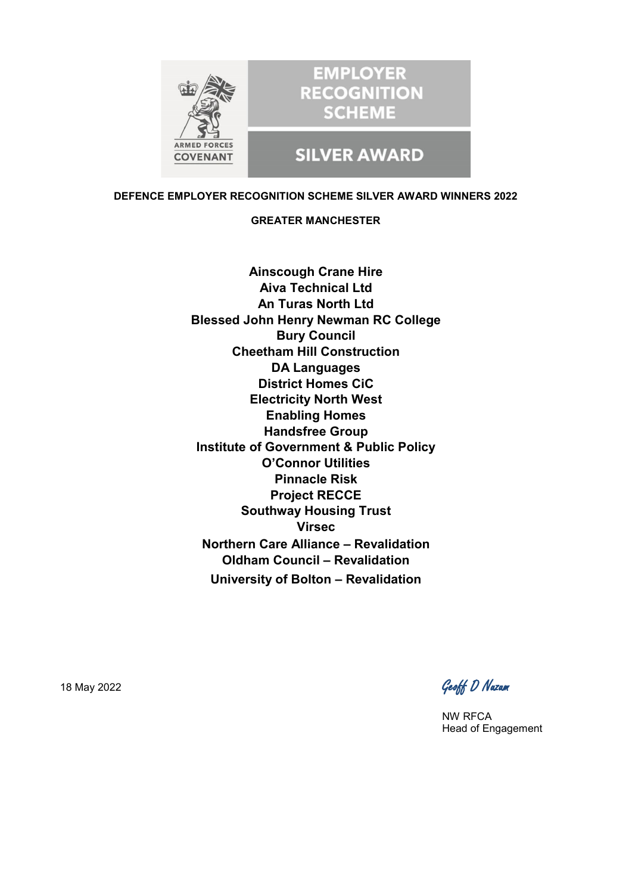EMPLOYER RECOGNITION SCHEME

SILVER AWARD

ARMED FORCES COVENANT

**DEFENCE EMPLOYER RECOGNITION SCHEME SILVER AWARD WINNERS 2022**

**GREATER MANCHESTER**

**Ainscough Crane Hire**
**Aiva Technical Ltd**
**An Turas North Ltd**
**Blessed John Henry Newman RC College**
**Bury Council**
**Cheetham Hill Construction**
**DA Languages**
**District Homes CiC**
**Electricity North West**
**Enabling Homes**
**Handsfree Group**
**Institute of Government & Public Policy**
**O'Connor Utilities**
**Pinnacle Risk**
**Project RECCE**
**Southway Housing Trust**
**Virsec**
**Northern Care Alliance – Revalidation**
**Oldham Council – Revalidation**
**University of Bolton – Revalidation**

18 May 2022

*Geoff D Nazum*

NW RFCA
Head of Engagement